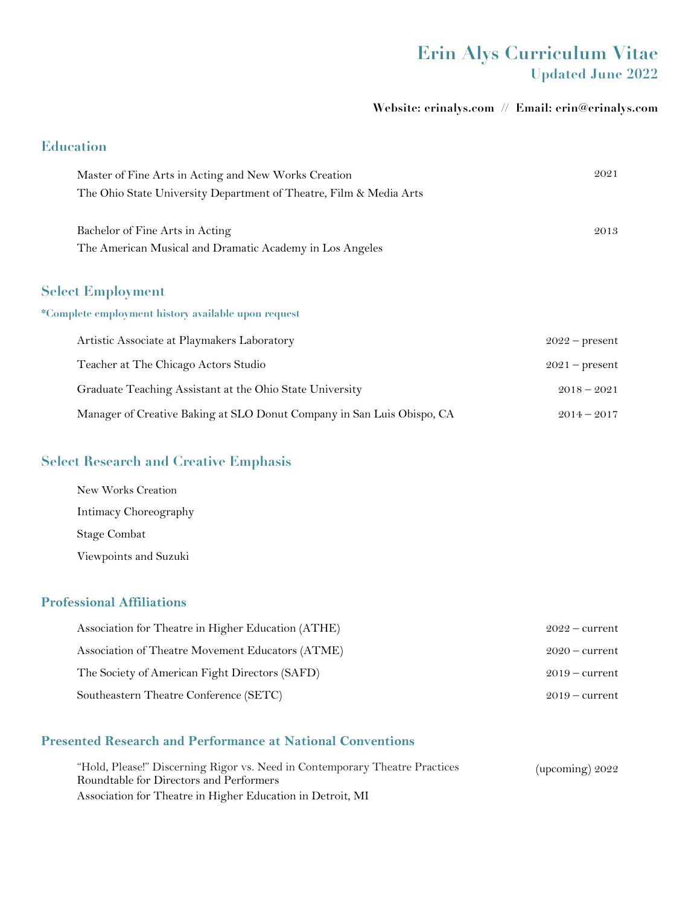# Erin Alys Curriculum Vitae

**Updated June 2022**

**Website: erinalys.com // Email: erin@erinalys.com**

## Education

Master of Fine Arts in Acting and New Works Creation — 2021
The Ohio State University Department of Theatre, Film & Media Arts

Bachelor of Fine Arts in Acting — 2013
The American Musical and Dramatic Academy in Los Angeles

## Select Employment

***Complete employment history available upon request**

Artistic Associate at Playmakers Laboratory — 2022 – present

Teacher at The Chicago Actors Studio — 2021 – present

Graduate Teaching Assistant at the Ohio State University — 2018 – 2021

Manager of Creative Baking at SLO Donut Company in San Luis Obispo, CA — 2014 – 2017

## Select Research and Creative Emphasis

New Works Creation

Intimacy Choreography

Stage Combat

Viewpoints and Suzuki

## Professional Affiliations

Association for Theatre in Higher Education (ATHE) — 2022 – current

Association of Theatre Movement Educators (ATME) — 2020 – current

The Society of American Fight Directors (SAFD) — 2019 – current

Southeastern Theatre Conference (SETC) — 2019 – current

## Presented Research and Performance at National Conventions

"Hold, Please!" Discerning Rigor vs. Need in Contemporary Theatre Practices — (upcoming) 2022
Roundtable for Directors and Performers
Association for Theatre in Higher Education in Detroit, MI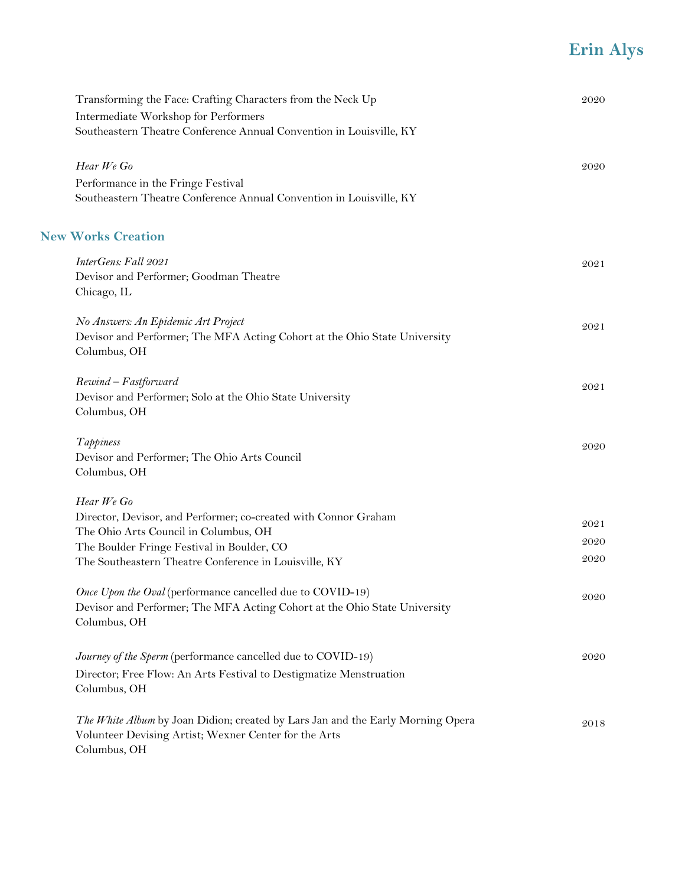Transforming the Face: Crafting Characters from the Neck Up — 2020
Intermediate Workshop for Performers
Southeastern Theatre Conference Annual Convention in Louisville, KY

*Hear We Go* — 2020
Performance in the Fringe Festival
Southeastern Theatre Conference Annual Convention in Louisville, KY

## New Works Creation

*InterGens: Fall 2021* — 2021
Devisor and Performer; Goodman Theatre
Chicago, IL

*No Answers: An Epidemic Art Project* — 2021
Devisor and Performer; The MFA Acting Cohort at the Ohio State University
Columbus, OH

*Rewind – Fastforward* — 2021
Devisor and Performer; Solo at the Ohio State University
Columbus, OH

*Tappiness* — 2020
Devisor and Performer; The Ohio Arts Council
Columbus, OH

*Hear We Go*
Director, Devisor, and Performer; co-created with Connor Graham
The Ohio Arts Council in Columbus, OH — 2021
The Boulder Fringe Festival in Boulder, CO — 2020
The Southeastern Theatre Conference in Louisville, KY — 2020

*Once Upon the Oval* (performance cancelled due to COVID-19) — 2020
Devisor and Performer; The MFA Acting Cohort at the Ohio State University
Columbus, OH

*Journey of the Sperm* (performance cancelled due to COVID-19) — 2020
Director; Free Flow: An Arts Festival to Destigmatize Menstruation
Columbus, OH

*The White Album* by Joan Didion; created by Lars Jan and the Early Morning Opera — 2018
Volunteer Devising Artist; Wexner Center for the Arts
Columbus, OH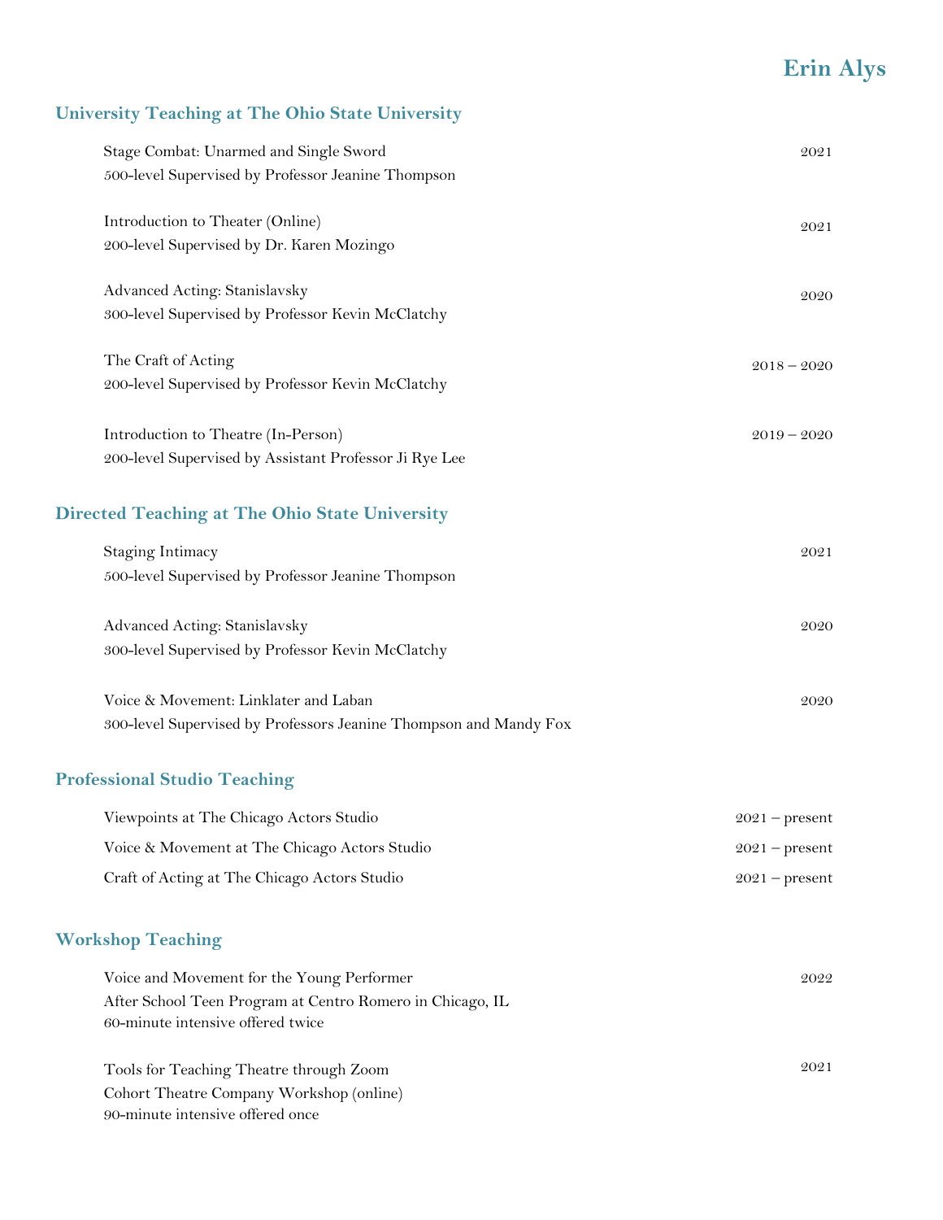# Erin Alys

## University Teaching at The Ohio State University

Stage Combat: Unarmed and Single Sword — 2021
500-level Supervised by Professor Jeanine Thompson

Introduction to Theater (Online) — 2021
200-level Supervised by Dr. Karen Mozingo

Advanced Acting: Stanislavsky — 2020
300-level Supervised by Professor Kevin McClatchy

The Craft of Acting — 2018 – 2020
200-level Supervised by Professor Kevin McClatchy

Introduction to Theatre (In-Person) — 2019 – 2020
200-level Supervised by Assistant Professor Ji Rye Lee

## Directed Teaching at The Ohio State University

Staging Intimacy — 2021
500-level Supervised by Professor Jeanine Thompson

Advanced Acting: Stanislavsky — 2020
300-level Supervised by Professor Kevin McClatchy

Voice & Movement: Linklater and Laban — 2020
300-level Supervised by Professors Jeanine Thompson and Mandy Fox

## Professional Studio Teaching

Viewpoints at The Chicago Actors Studio — 2021 – present

Voice & Movement at The Chicago Actors Studio — 2021 – present

Craft of Acting at The Chicago Actors Studio — 2021 – present

## Workshop Teaching

Voice and Movement for the Young Performer — 2022
After School Teen Program at Centro Romero in Chicago, IL
60-minute intensive offered twice

Tools for Teaching Theatre through Zoom — 2021
Cohort Theatre Company Workshop (online)
90-minute intensive offered once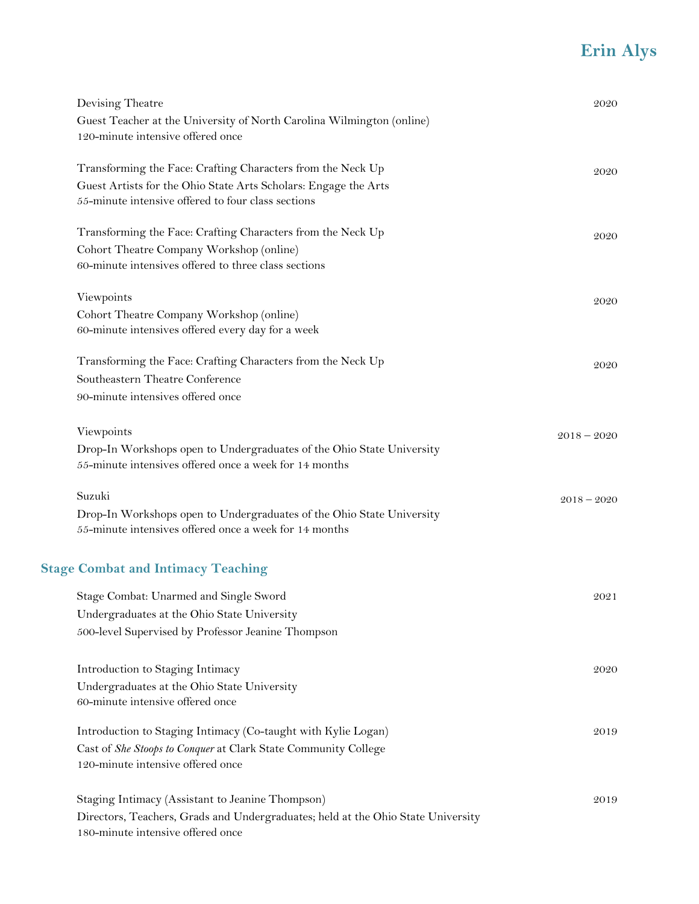Devising Theatre — 2020
Guest Teacher at the University of North Carolina Wilmington (online)
120-minute intensive offered once

Transforming the Face: Crafting Characters from the Neck Up — 2020
Guest Artists for the Ohio State Arts Scholars: Engage the Arts
55-minute intensive offered to four class sections

Transforming the Face: Crafting Characters from the Neck Up — 2020
Cohort Theatre Company Workshop (online)
60-minute intensives offered to three class sections

Viewpoints — 2020
Cohort Theatre Company Workshop (online)
60-minute intensives offered every day for a week

Transforming the Face: Crafting Characters from the Neck Up — 2020
Southeastern Theatre Conference
90-minute intensives offered once

Viewpoints — 2018 – 2020
Drop-In Workshops open to Undergraduates of the Ohio State University
55-minute intensives offered once a week for 14 months

Suzuki — 2018 – 2020
Drop-In Workshops open to Undergraduates of the Ohio State University
55-minute intensives offered once a week for 14 months

## Stage Combat and Intimacy Teaching

Stage Combat: Unarmed and Single Sword — 2021
Undergraduates at the Ohio State University
500-level Supervised by Professor Jeanine Thompson

Introduction to Staging Intimacy — 2020
Undergraduates at the Ohio State University
60-minute intensive offered once

Introduction to Staging Intimacy (Co-taught with Kylie Logan) — 2019
Cast of *She Stoops to Conquer* at Clark State Community College
120-minute intensive offered once

Staging Intimacy (Assistant to Jeanine Thompson) — 2019
Directors, Teachers, Grads and Undergraduates; held at the Ohio State University
180-minute intensive offered once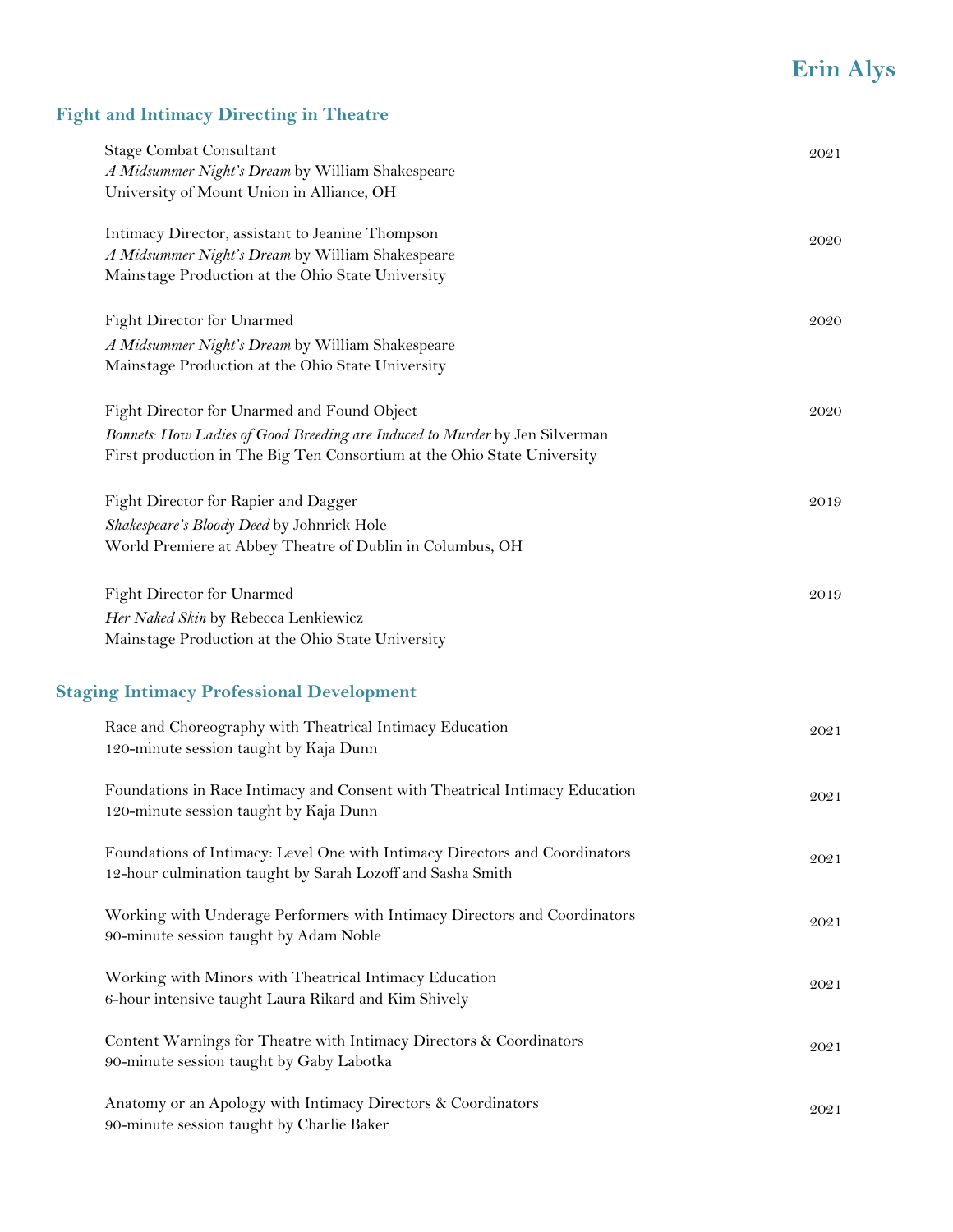## Fight and Intimacy Directing in Theatre

Stage Combat Consultant — 2021
*A Midsummer Night's Dream* by William Shakespeare
University of Mount Union in Alliance, OH

Intimacy Director, assistant to Jeanine Thompson — 2020
*A Midsummer Night's Dream* by William Shakespeare
Mainstage Production at the Ohio State University

Fight Director for Unarmed — 2020
*A Midsummer Night's Dream* by William Shakespeare
Mainstage Production at the Ohio State University

Fight Director for Unarmed and Found Object — 2020
*Bonnets: How Ladies of Good Breeding are Induced to Murder* by Jen Silverman
First production in The Big Ten Consortium at the Ohio State University

Fight Director for Rapier and Dagger — 2019
*Shakespeare's Bloody Deed* by Johnrick Hole
World Premiere at Abbey Theatre of Dublin in Columbus, OH

Fight Director for Unarmed — 2019
*Her Naked Skin* by Rebecca Lenkiewicz
Mainstage Production at the Ohio State University

## Staging Intimacy Professional Development

Race and Choreography with Theatrical Intimacy Education — 2021
120-minute session taught by Kaja Dunn

Foundations in Race Intimacy and Consent with Theatrical Intimacy Education — 2021
120-minute session taught by Kaja Dunn

Foundations of Intimacy: Level One with Intimacy Directors and Coordinators — 2021
12-hour culmination taught by Sarah Lozoff and Sasha Smith

Working with Underage Performers with Intimacy Directors and Coordinators — 2021
90-minute session taught by Adam Noble

Working with Minors with Theatrical Intimacy Education — 2021
6-hour intensive taught Laura Rikard and Kim Shively

Content Warnings for Theatre with Intimacy Directors & Coordinators — 2021
90-minute session taught by Gaby Labotka

Anatomy or an Apology with Intimacy Directors & Coordinators — 2021
90-minute session taught by Charlie Baker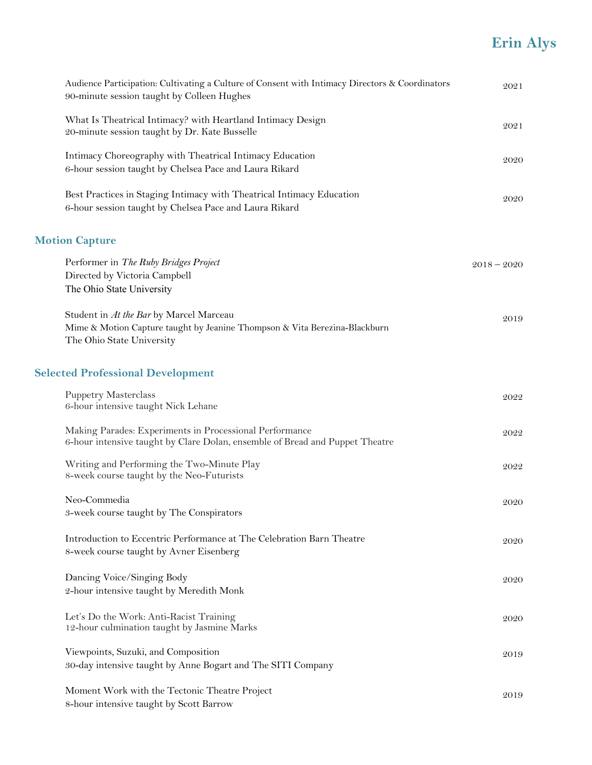Audience Participation: Cultivating a Culture of Consent with Intimacy Directors & Coordinators — 2021
90-minute session taught by Colleen Hughes

What Is Theatrical Intimacy? with Heartland Intimacy Design — 2021
20-minute session taught by Dr. Kate Busselle

Intimacy Choreography with Theatrical Intimacy Education — 2020
6-hour session taught by Chelsea Pace and Laura Rikard

Best Practices in Staging Intimacy with Theatrical Intimacy Education — 2020
6-hour session taught by Chelsea Pace and Laura Rikard

## Motion Capture

Performer in *The Ruby Bridges Project* — 2018 – 2020
Directed by Victoria Campbell
The Ohio State University

Student in *At the Bar* by Marcel Marceau — 2019
Mime & Motion Capture taught by Jeanine Thompson & Vita Berezina-Blackburn
The Ohio State University

## Selected Professional Development

Puppetry Masterclass — 2022
6-hour intensive taught Nick Lehane

Making Parades: Experiments in Processional Performance — 2022
6-hour intensive taught by Clare Dolan, ensemble of Bread and Puppet Theatre

Writing and Performing the Two-Minute Play — 2022
8-week course taught by the Neo-Futurists

Neo-Commedia — 2020
3-week course taught by The Conspirators

Introduction to Eccentric Performance at The Celebration Barn Theatre — 2020
8-week course taught by Avner Eisenberg

Dancing Voice/Singing Body — 2020
2-hour intensive taught by Meredith Monk

Let's Do the Work: Anti-Racist Training — 2020
12-hour culmination taught by Jasmine Marks

Viewpoints, Suzuki, and Composition — 2019
30-day intensive taught by Anne Bogart and The SITI Company

Moment Work with the Tectonic Theatre Project — 2019
8-hour intensive taught by Scott Barrow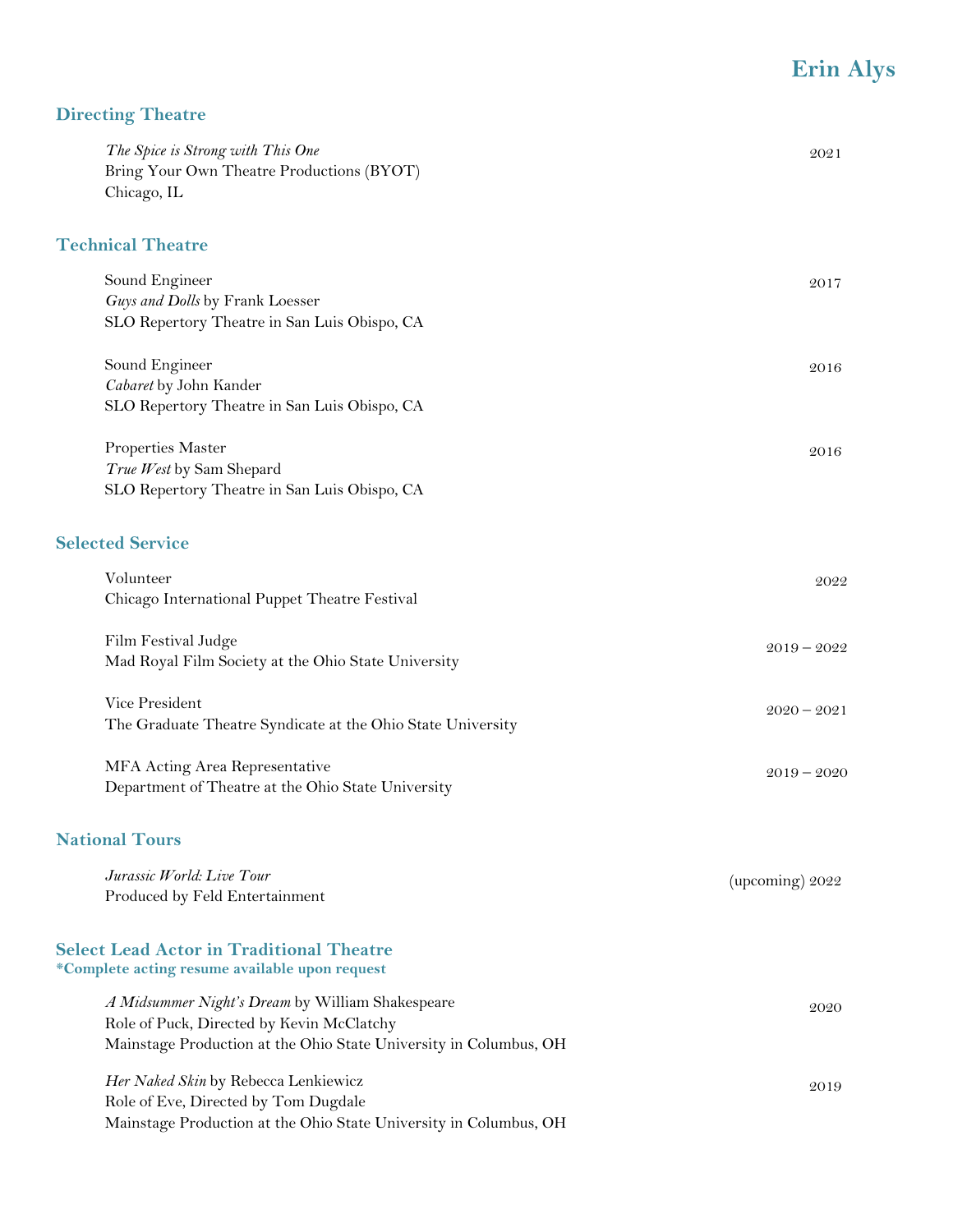# Erin Alys

## Directing Theatre

*The Spice is Strong with This One* — 2021
Bring Your Own Theatre Productions (BYOT)
Chicago, IL

## Technical Theatre

Sound Engineer — 2017
*Guys and Dolls* by Frank Loesser
SLO Repertory Theatre in San Luis Obispo, CA

Sound Engineer — 2016
*Cabaret* by John Kander
SLO Repertory Theatre in San Luis Obispo, CA

Properties Master — 2016
*True West* by Sam Shepard
SLO Repertory Theatre in San Luis Obispo, CA

## Selected Service

Volunteer — 2022
Chicago International Puppet Theatre Festival

Film Festival Judge — 2019 – 2022
Mad Royal Film Society at the Ohio State University

Vice President — 2020 – 2021
The Graduate Theatre Syndicate at the Ohio State University

MFA Acting Area Representative — 2019 – 2020
Department of Theatre at the Ohio State University

## National Tours

*Jurassic World: Live Tour* — (upcoming) 2022
Produced by Feld Entertainment

## Select Lead Actor in Traditional Theatre

***Complete acting resume available upon request**

*A Midsummer Night's Dream* by William Shakespeare — 2020
Role of Puck, Directed by Kevin McClatchy
Mainstage Production at the Ohio State University in Columbus, OH

*Her Naked Skin* by Rebecca Lenkiewicz — 2019
Role of Eve, Directed by Tom Dugdale
Mainstage Production at the Ohio State University in Columbus, OH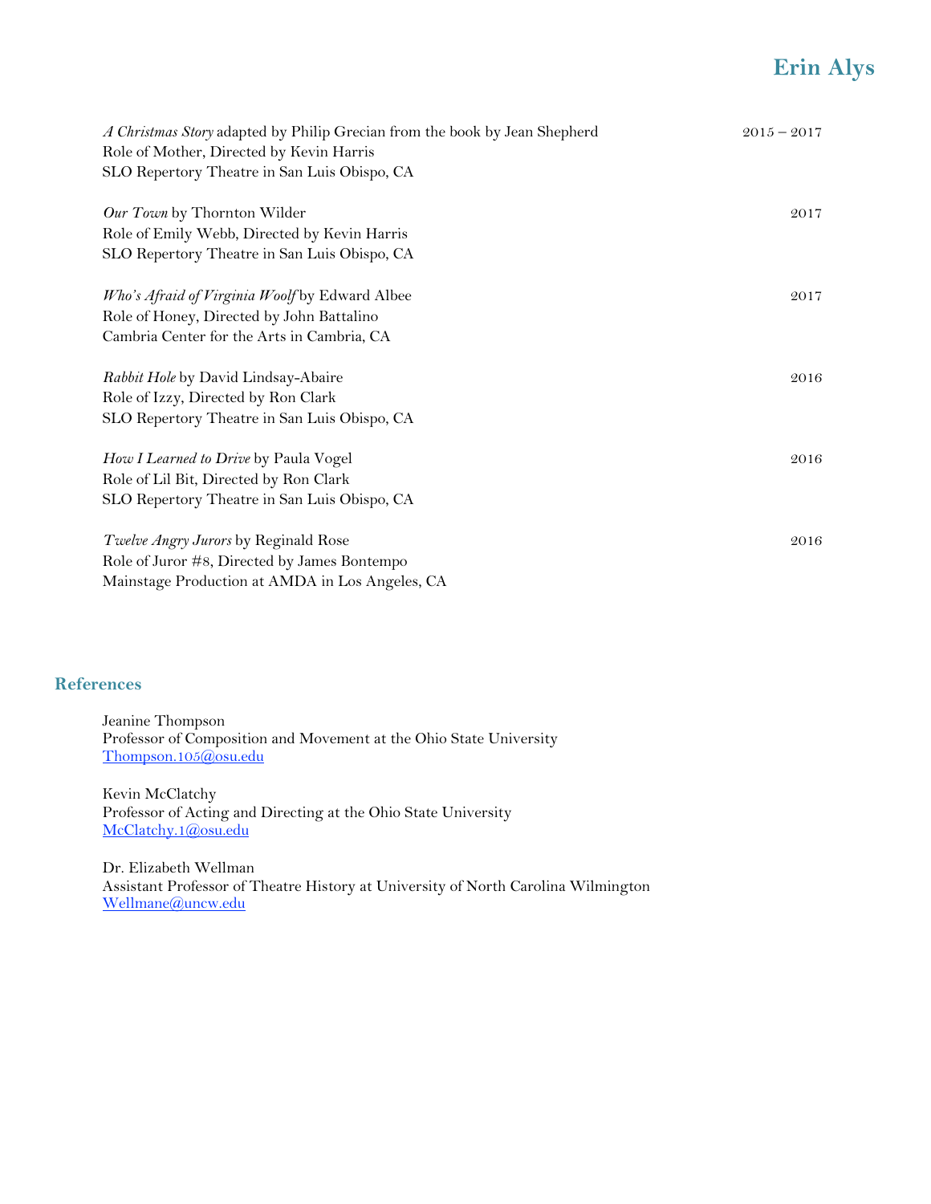*A Christmas Story* adapted by Philip Grecian from the book by Jean Shepherd — 2015 – 2017
Role of Mother, Directed by Kevin Harris
SLO Repertory Theatre in San Luis Obispo, CA

*Our Town* by Thornton Wilder — 2017
Role of Emily Webb, Directed by Kevin Harris
SLO Repertory Theatre in San Luis Obispo, CA

*Who's Afraid of Virginia Woolf* by Edward Albee — 2017
Role of Honey, Directed by John Battalino
Cambria Center for the Arts in Cambria, CA

*Rabbit Hole* by David Lindsay-Abaire — 2016
Role of Izzy, Directed by Ron Clark
SLO Repertory Theatre in San Luis Obispo, CA

*How I Learned to Drive* by Paula Vogel — 2016
Role of Lil Bit, Directed by Ron Clark
SLO Repertory Theatre in San Luis Obispo, CA

*Twelve Angry Jurors* by Reginald Rose — 2016
Role of Juror #8, Directed by James Bontempo
Mainstage Production at AMDA in Los Angeles, CA

## References

Jeanine Thompson
Professor of Composition and Movement at the Ohio State University
Thompson.105@osu.edu

Kevin McClatchy
Professor of Acting and Directing at the Ohio State University
McClatchy.1@osu.edu

Dr. Elizabeth Wellman
Assistant Professor of Theatre History at University of North Carolina Wilmington
Wellmane@uncw.edu